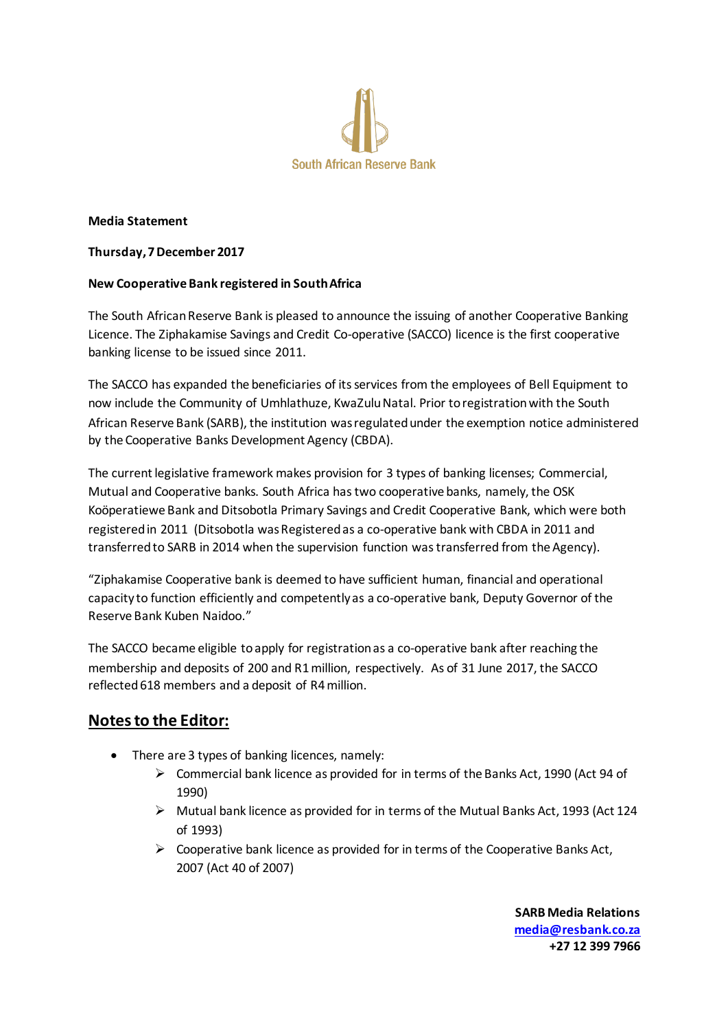South African Reserve Bank

**Media Statement**

**Thursday, 7 December 2017**

**New Cooperative Bank registered in South Africa**

The South African Reserve Bank is pleased to announce the issuing of another Cooperative Banking Licence. The Ziphakamise Savings and Credit Co-operative (SACCO) licence is the first cooperative banking license to be issued since 2011.

The SACCO has expanded the beneficiaries of its services from the employees of Bell Equipment to now include the Community of Umhlathuze, KwaZulu Natal. Prior to registration with the South African Reserve Bank (SARB), the institution was regulated under the exemption notice administered by the Cooperative Banks Development Agency (CBDA).

The current legislative framework makes provision for 3 types of banking licenses; Commercial, Mutual and Cooperative banks. South Africa has two cooperative banks, namely, the OSK Koöperatiewe Bank and Ditsobotla Primary Savings and Credit Cooperative Bank, which were both registered in 2011 (Ditsobotla was Registered as a co-operative bank with CBDA in 2011 and transferred to SARB in 2014 when the supervision function was transferred from the Agency).

"Ziphakamise Cooperative bank is deemed to have sufficient human, financial and operational capacity to function efficiently and competently as a co-operative bank, Deputy Governor of the Reserve Bank Kuben Naidoo."

The SACCO became eligible to apply for registration as a co-operative bank after reaching the membership and deposits of 200 and R1 million, respectively. As of 31 June 2017, the SACCO reflected 618 members and a deposit of R4 million.

## Notes to the Editor:

- There are 3 types of banking licences, namely:
  - Commercial bank licence as provided for in terms of the Banks Act, 1990 (Act 94 of 1990)
  - Mutual bank licence as provided for in terms of the Mutual Banks Act, 1993 (Act 124 of 1993)
  - Cooperative bank licence as provided for in terms of the Cooperative Banks Act, 2007 (Act 40 of 2007)

**SARB Media Relations**
media@resbank.co.za
**+27 12 399 7966**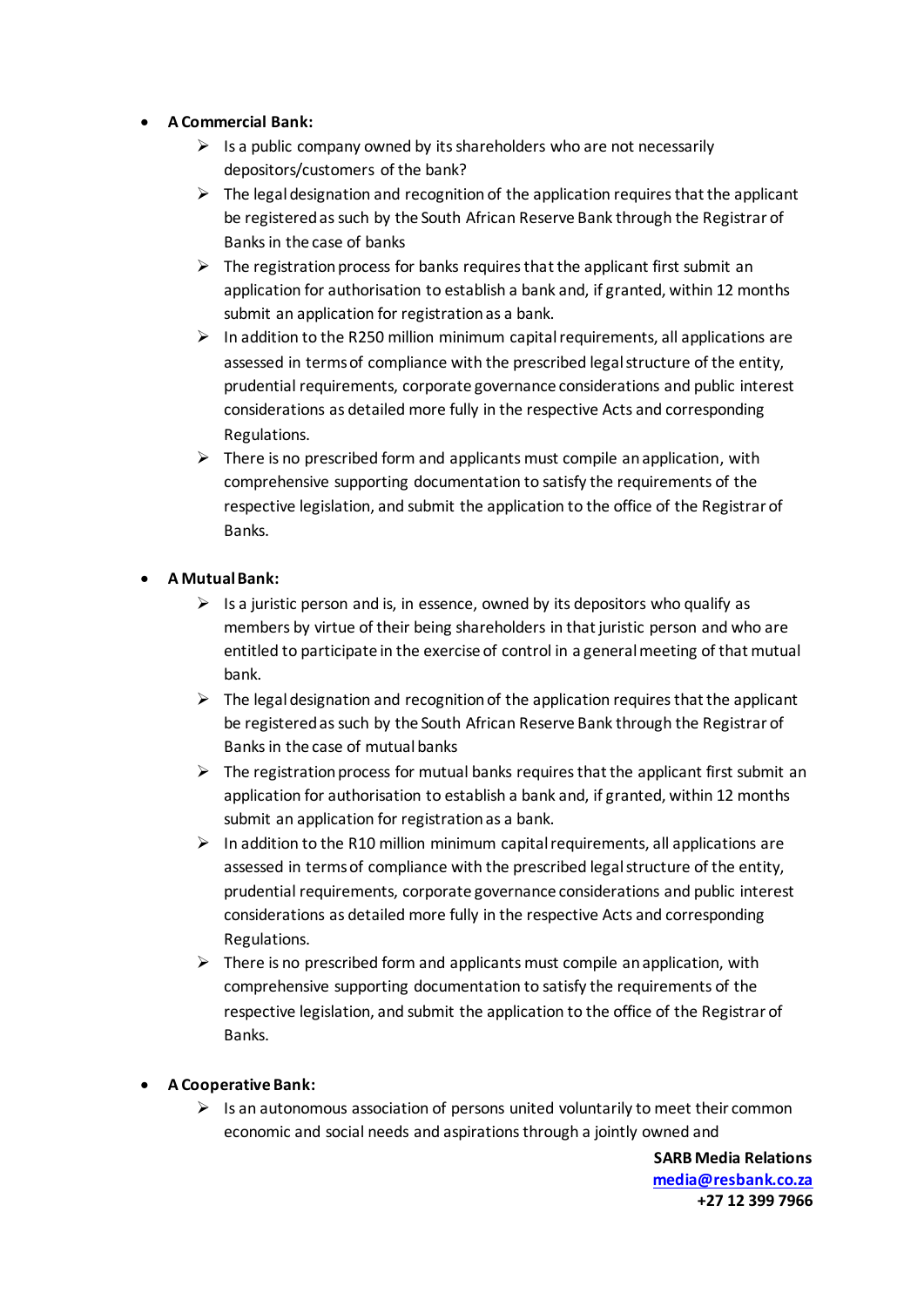- **A Commercial Bank:**
    - Is a public company owned by its shareholders who are not necessarily depositors/customers of the bank?
    - The legal designation and recognition of the application requires that the applicant be registered as such by the South African Reserve Bank through the Registrar of Banks in the case of banks
    - The registration process for banks requires that the applicant first submit an application for authorisation to establish a bank and, if granted, within 12 months submit an application for registration as a bank.
    - In addition to the R250 million minimum capital requirements, all applications are assessed in terms of compliance with the prescribed legal structure of the entity, prudential requirements, corporate governance considerations and public interest considerations as detailed more fully in the respective Acts and corresponding Regulations.
    - There is no prescribed form and applicants must compile an application, with comprehensive supporting documentation to satisfy the requirements of the respective legislation, and submit the application to the office of the Registrar of Banks.

- **A Mutual Bank:**
    - Is a juristic person and is, in essence, owned by its depositors who qualify as members by virtue of their being shareholders in that juristic person and who are entitled to participate in the exercise of control in a general meeting of that mutual bank.
    - The legal designation and recognition of the application requires that the applicant be registered as such by the South African Reserve Bank through the Registrar of Banks in the case of mutual banks
    - The registration process for mutual banks requires that the applicant first submit an application for authorisation to establish a bank and, if granted, within 12 months submit an application for registration as a bank.
    - In addition to the R10 million minimum capital requirements, all applications are assessed in terms of compliance with the prescribed legal structure of the entity, prudential requirements, corporate governance considerations and public interest considerations as detailed more fully in the respective Acts and corresponding Regulations.
    - There is no prescribed form and applicants must compile an application, with comprehensive supporting documentation to satisfy the requirements of the respective legislation, and submit the application to the office of the Registrar of Banks.

- **A Cooperative Bank:**
    - Is an autonomous association of persons united voluntarily to meet their common economic and social needs and aspirations through a jointly owned and

**SARB Media Relations**
**media@resbank.co.za**
**+27 12 399 7966**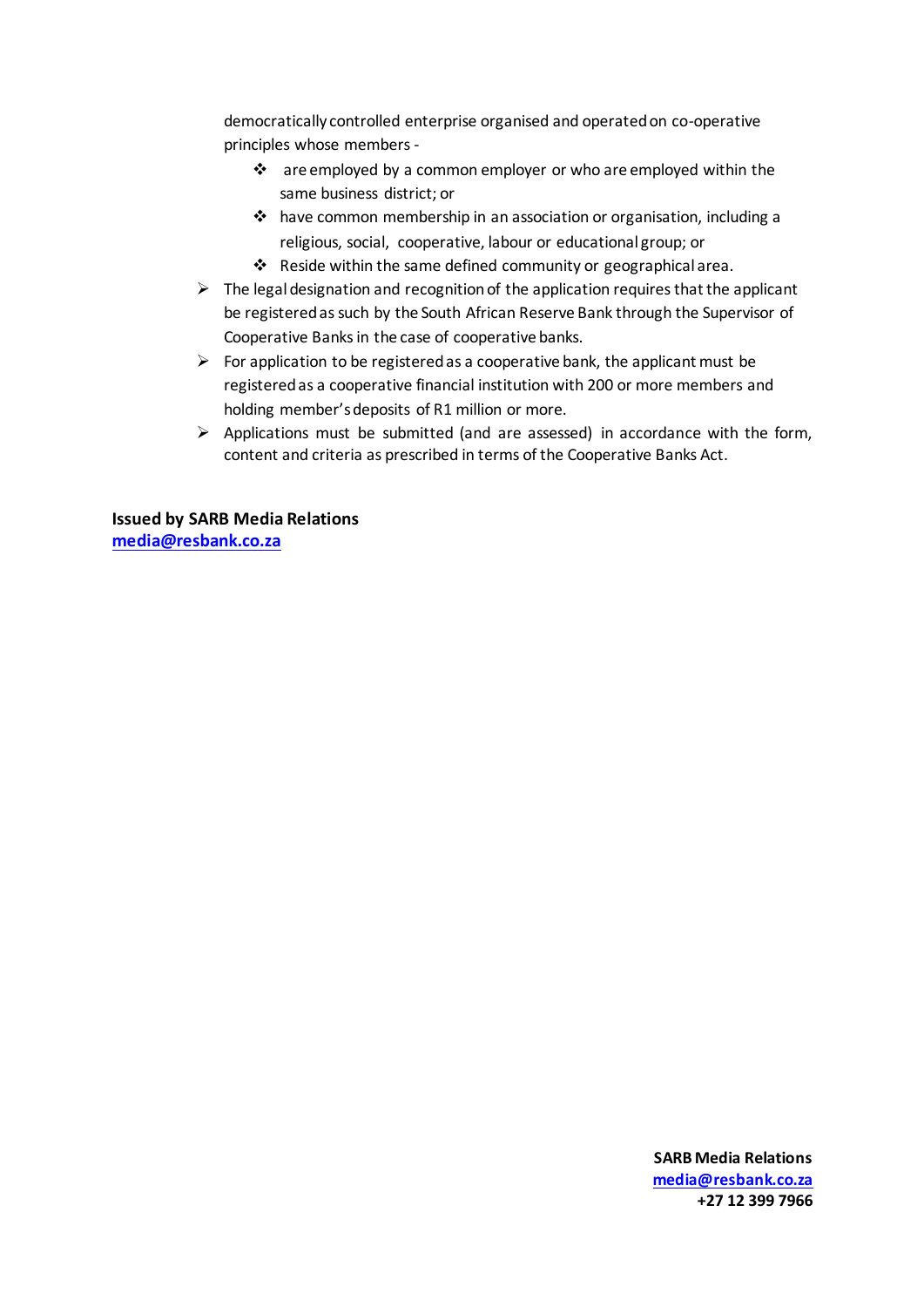democratically controlled enterprise organised and operated on co-operative principles whose members -

  - are employed by a common employer or who are employed within the same business district; or
  - have common membership in an association or organisation, including a religious, social, cooperative, labour or educational group; or
  - Reside within the same defined community or geographical area.

- The legal designation and recognition of the application requires that the applicant be registered as such by the South African Reserve Bank through the Supervisor of Cooperative Banks in the case of cooperative banks.
- For application to be registered as a cooperative bank, the applicant must be registered as a cooperative financial institution with 200 or more members and holding member's deposits of R1 million or more.
- Applications must be submitted (and are assessed) in accordance with the form, content and criteria as prescribed in terms of the Cooperative Banks Act.

**Issued by SARB Media Relations**
**media@resbank.co.za**

**SARB Media Relations**
**media@resbank.co.za**
**+27 12 399 7966**